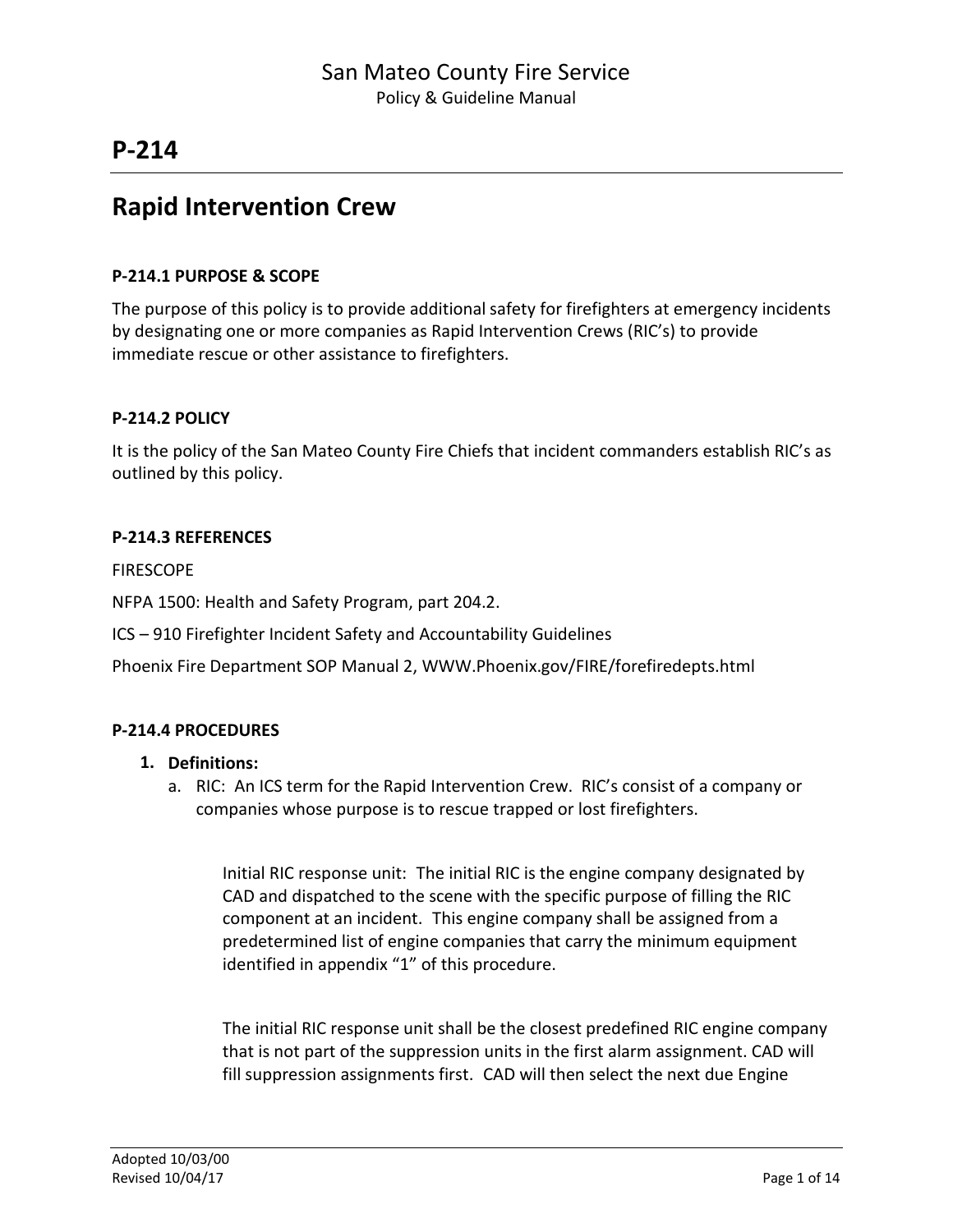San Mateo County Fire Service

Policy & Guideline Manual

# P-214

## Rapid Intervention Crew

### P-214.1 PURPOSE & SCOPE

The purpose of this policy is to provide additional safety for firefighters at emergency incidents by designating one or more companies as Rapid Intervention Crews (RIC's) to provide immediate rescue or other assistance to firefighters.

### P-214.2 POLICY

It is the policy of the San Mateo County Fire Chiefs that incident commanders establish RIC's as outlined by this policy.

### P-214.3 REFERENCES

FIRESCOPE

NFPA 1500: Health and Safety Program, part 204.2.

ICS – 910 Firefighter Incident Safety and Accountability Guidelines

Phoenix Fire Department SOP Manual 2, WWW.Phoenix.gov/FIRE/forefiredepts.html

### P-214.4 PROCEDURES

1. **Definitions:**
   a. RIC: An ICS term for the Rapid Intervention Crew. RIC's consist of a company or companies whose purpose is to rescue trapped or lost firefighters.

      Initial RIC response unit: The initial RIC is the engine company designated by CAD and dispatched to the scene with the specific purpose of filling the RIC component at an incident. This engine company shall be assigned from a predetermined list of engine companies that carry the minimum equipment identified in appendix "1" of this procedure.

      The initial RIC response unit shall be the closest predefined RIC engine company that is not part of the suppression units in the first alarm assignment. CAD will fill suppression assignments first. CAD will then select the next due Engine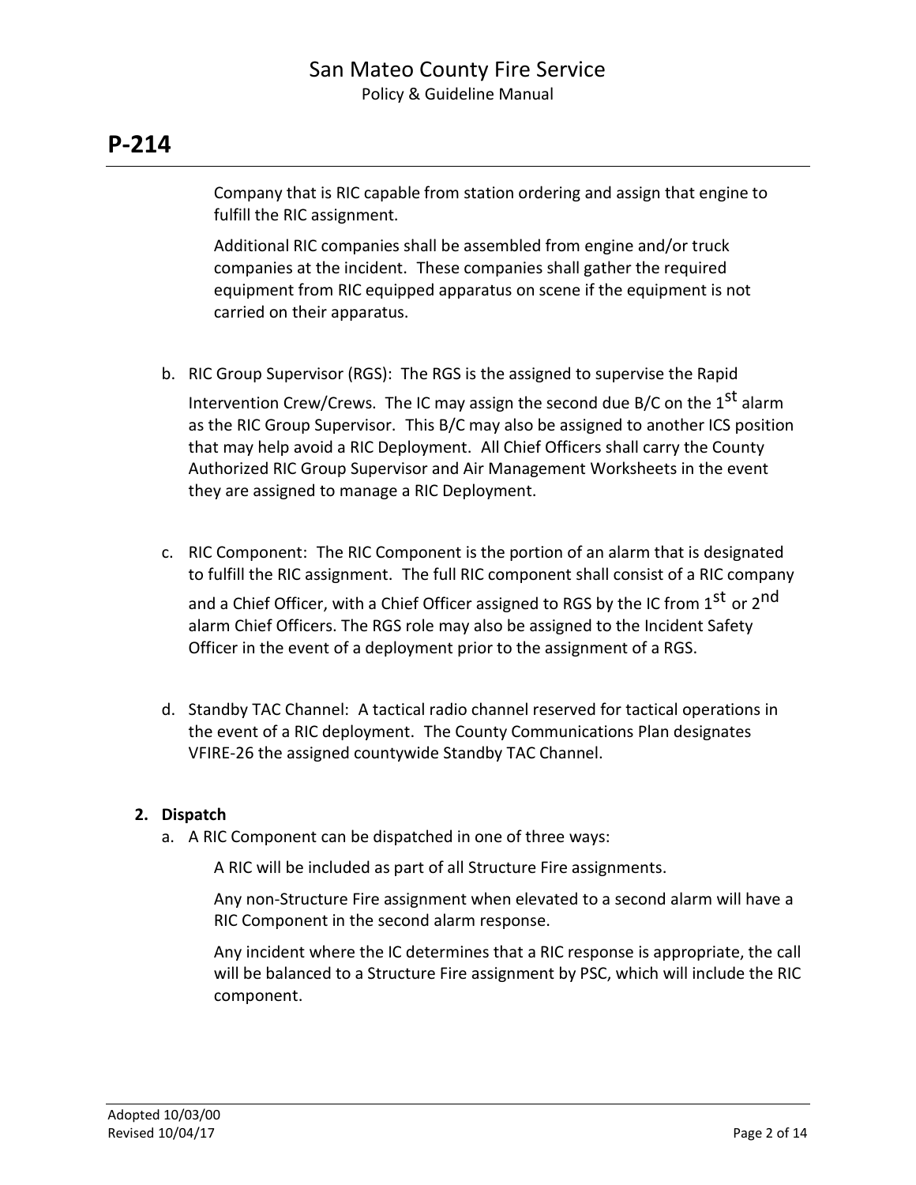# P-214

Company that is RIC capable from station ordering and assign that engine to fulfill the RIC assignment.

Additional RIC companies shall be assembled from engine and/or truck companies at the incident. These companies shall gather the required equipment from RIC equipped apparatus on scene if the equipment is not carried on their apparatus.

b. RIC Group Supervisor (RGS): The RGS is the assigned to supervise the Rapid Intervention Crew/Crews. The IC may assign the second due B/C on the 1st alarm as the RIC Group Supervisor. This B/C may also be assigned to another ICS position that may help avoid a RIC Deployment. All Chief Officers shall carry the County Authorized RIC Group Supervisor and Air Management Worksheets in the event they are assigned to manage a RIC Deployment.

c. RIC Component: The RIC Component is the portion of an alarm that is designated to fulfill the RIC assignment. The full RIC component shall consist of a RIC company and a Chief Officer, with a Chief Officer assigned to RGS by the IC from 1st or 2nd alarm Chief Officers. The RGS role may also be assigned to the Incident Safety Officer in the event of a deployment prior to the assignment of a RGS.

d. Standby TAC Channel: A tactical radio channel reserved for tactical operations in the event of a RIC deployment. The County Communications Plan designates VFIRE-26 the assigned countywide Standby TAC Channel.

**2. Dispatch**

a. A RIC Component can be dispatched in one of three ways:

A RIC will be included as part of all Structure Fire assignments.

Any non-Structure Fire assignment when elevated to a second alarm will have a RIC Component in the second alarm response.

Any incident where the IC determines that a RIC response is appropriate, the call will be balanced to a Structure Fire assignment by PSC, which will include the RIC component.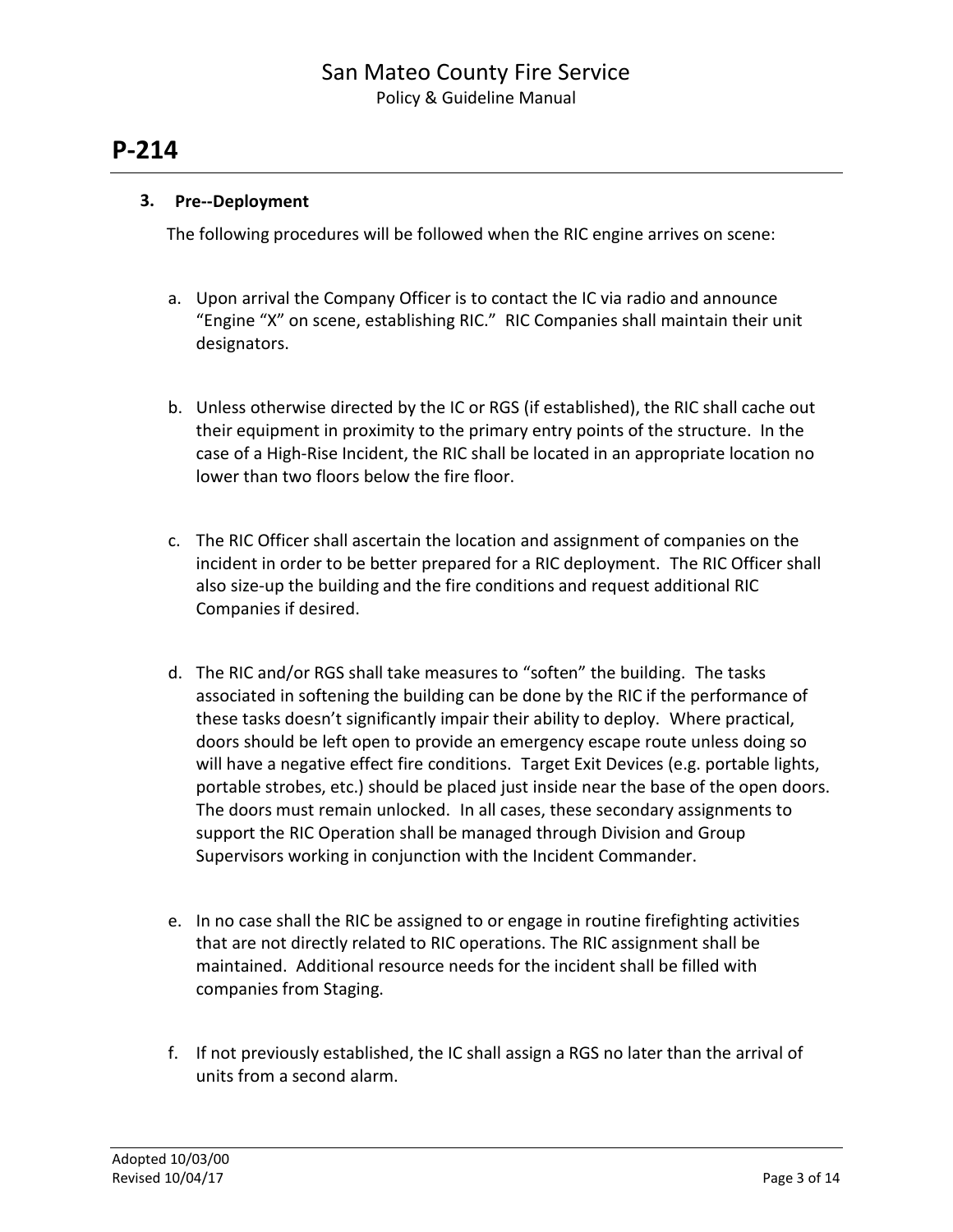# P-214

### 3. Pre--Deployment

The following procedures will be followed when the RIC engine arrives on scene:

a. Upon arrival the Company Officer is to contact the IC via radio and announce "Engine "X" on scene, establishing RIC." RIC Companies shall maintain their unit designators.

b. Unless otherwise directed by the IC or RGS (if established), the RIC shall cache out their equipment in proximity to the primary entry points of the structure. In the case of a High-Rise Incident, the RIC shall be located in an appropriate location no lower than two floors below the fire floor.

c. The RIC Officer shall ascertain the location and assignment of companies on the incident in order to be better prepared for a RIC deployment. The RIC Officer shall also size-up the building and the fire conditions and request additional RIC Companies if desired.

d. The RIC and/or RGS shall take measures to "soften" the building. The tasks associated in softening the building can be done by the RIC if the performance of these tasks doesn't significantly impair their ability to deploy. Where practical, doors should be left open to provide an emergency escape route unless doing so will have a negative effect fire conditions. Target Exit Devices (e.g. portable lights, portable strobes, etc.) should be placed just inside near the base of the open doors. The doors must remain unlocked. In all cases, these secondary assignments to support the RIC Operation shall be managed through Division and Group Supervisors working in conjunction with the Incident Commander.

e. In no case shall the RIC be assigned to or engage in routine firefighting activities that are not directly related to RIC operations. The RIC assignment shall be maintained. Additional resource needs for the incident shall be filled with companies from Staging.

f. If not previously established, the IC shall assign a RGS no later than the arrival of units from a second alarm.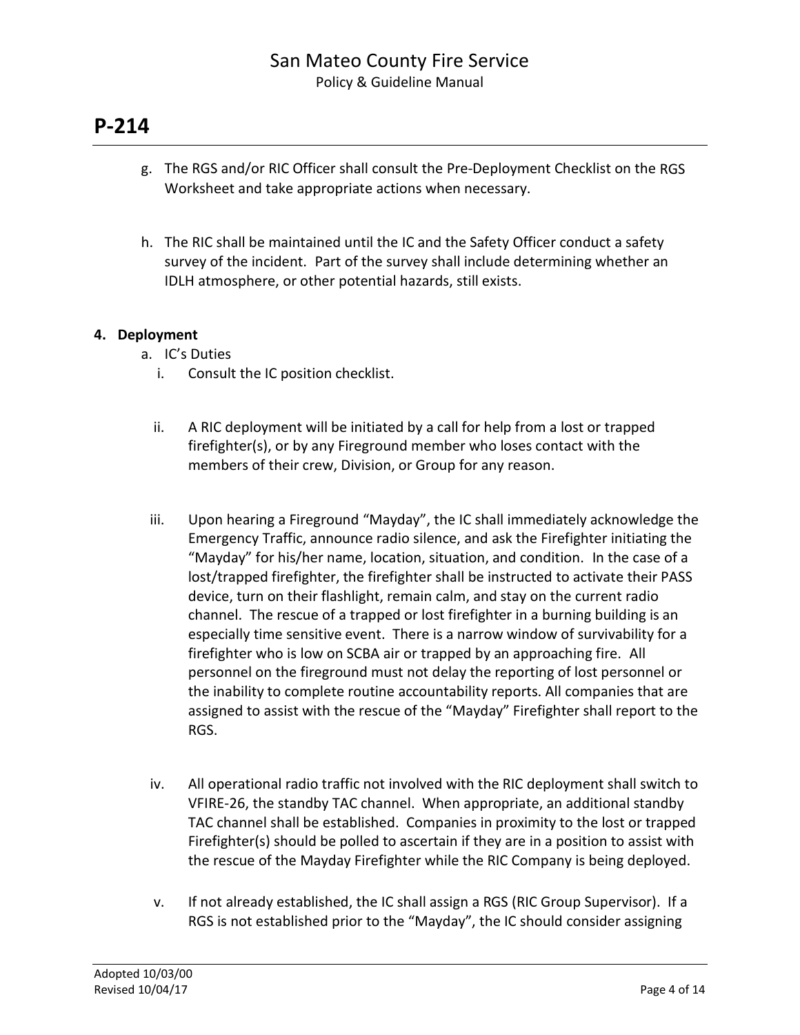g. The RGS and/or RIC Officer shall consult the Pre-Deployment Checklist on the RGS Worksheet and take appropriate actions when necessary.

h. The RIC shall be maintained until the IC and the Safety Officer conduct a safety survey of the incident. Part of the survey shall include determining whether an IDLH atmosphere, or other potential hazards, still exists.

**4. Deployment**

a. IC's Duties

i. Consult the IC position checklist.

ii. A RIC deployment will be initiated by a call for help from a lost or trapped firefighter(s), or by any Fireground member who loses contact with the members of their crew, Division, or Group for any reason.

iii. Upon hearing a Fireground "Mayday", the IC shall immediately acknowledge the Emergency Traffic, announce radio silence, and ask the Firefighter initiating the "Mayday" for his/her name, location, situation, and condition. In the case of a lost/trapped firefighter, the firefighter shall be instructed to activate their PASS device, turn on their flashlight, remain calm, and stay on the current radio channel. The rescue of a trapped or lost firefighter in a burning building is an especially time sensitive event. There is a narrow window of survivability for a firefighter who is low on SCBA air or trapped by an approaching fire. All personnel on the fireground must not delay the reporting of lost personnel or the inability to complete routine accountability reports. All companies that are assigned to assist with the rescue of the "Mayday" Firefighter shall report to the RGS.

iv. All operational radio traffic not involved with the RIC deployment shall switch to VFIRE-26, the standby TAC channel. When appropriate, an additional standby TAC channel shall be established. Companies in proximity to the lost or trapped Firefighter(s) should be polled to ascertain if they are in a position to assist with the rescue of the Mayday Firefighter while the RIC Company is being deployed.

v. If not already established, the IC shall assign a RGS (RIC Group Supervisor). If a RGS is not established prior to the "Mayday", the IC should consider assigning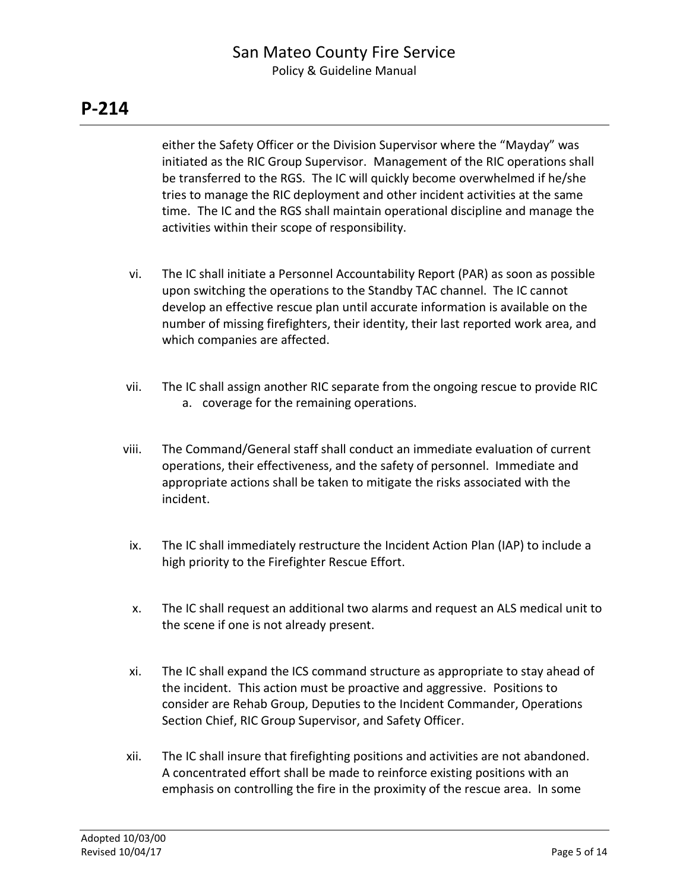either the Safety Officer or the Division Supervisor where the "Mayday" was initiated as the RIC Group Supervisor. Management of the RIC operations shall be transferred to the RGS. The IC will quickly become overwhelmed if he/she tries to manage the RIC deployment and other incident activities at the same time. The IC and the RGS shall maintain operational discipline and manage the activities within their scope of responsibility.

vi. The IC shall initiate a Personnel Accountability Report (PAR) as soon as possible upon switching the operations to the Standby TAC channel. The IC cannot develop an effective rescue plan until accurate information is available on the number of missing firefighters, their identity, their last reported work area, and which companies are affected.

vii. The IC shall assign another RIC separate from the ongoing rescue to provide RIC
    a. coverage for the remaining operations.

viii. The Command/General staff shall conduct an immediate evaluation of current operations, their effectiveness, and the safety of personnel. Immediate and appropriate actions shall be taken to mitigate the risks associated with the incident.

ix. The IC shall immediately restructure the Incident Action Plan (IAP) to include a high priority to the Firefighter Rescue Effort.

x. The IC shall request an additional two alarms and request an ALS medical unit to the scene if one is not already present.

xi. The IC shall expand the ICS command structure as appropriate to stay ahead of the incident. This action must be proactive and aggressive. Positions to consider are Rehab Group, Deputies to the Incident Commander, Operations Section Chief, RIC Group Supervisor, and Safety Officer.

xii. The IC shall insure that firefighting positions and activities are not abandoned. A concentrated effort shall be made to reinforce existing positions with an emphasis on controlling the fire in the proximity of the rescue area. In some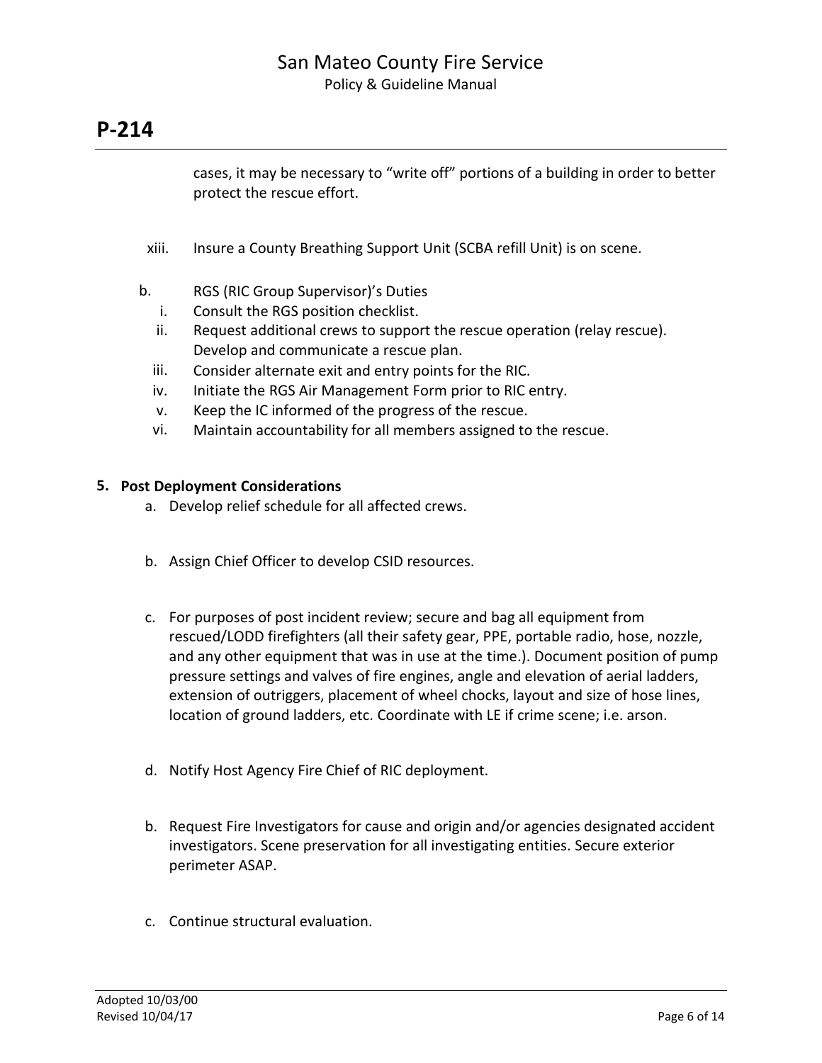cases, it may be necessary to "write off" portions of a building in order to better protect the rescue effort.

xiii. Insure a County Breathing Support Unit (SCBA refill Unit) is on scene.

b. RGS (RIC Group Supervisor)'s Duties
   i. Consult the RGS position checklist.
   ii. Request additional crews to support the rescue operation (relay rescue). Develop and communicate a rescue plan.
   iii. Consider alternate exit and entry points for the RIC.
   iv. Initiate the RGS Air Management Form prior to RIC entry.
   v. Keep the IC informed of the progress of the rescue.
   vi. Maintain accountability for all members assigned to the rescue.

**5. Post Deployment Considerations**

a. Develop relief schedule for all affected crews.

b. Assign Chief Officer to develop CSID resources.

c. For purposes of post incident review; secure and bag all equipment from rescued/LODD firefighters (all their safety gear, PPE, portable radio, hose, nozzle, and any other equipment that was in use at the time.). Document position of pump pressure settings and valves of fire engines, angle and elevation of aerial ladders, extension of outriggers, placement of wheel chocks, layout and size of hose lines, location of ground ladders, etc. Coordinate with LE if crime scene; i.e. arson.

d. Notify Host Agency Fire Chief of RIC deployment.

b. Request Fire Investigators for cause and origin and/or agencies designated accident investigators. Scene preservation for all investigating entities. Secure exterior perimeter ASAP.

c. Continue structural evaluation.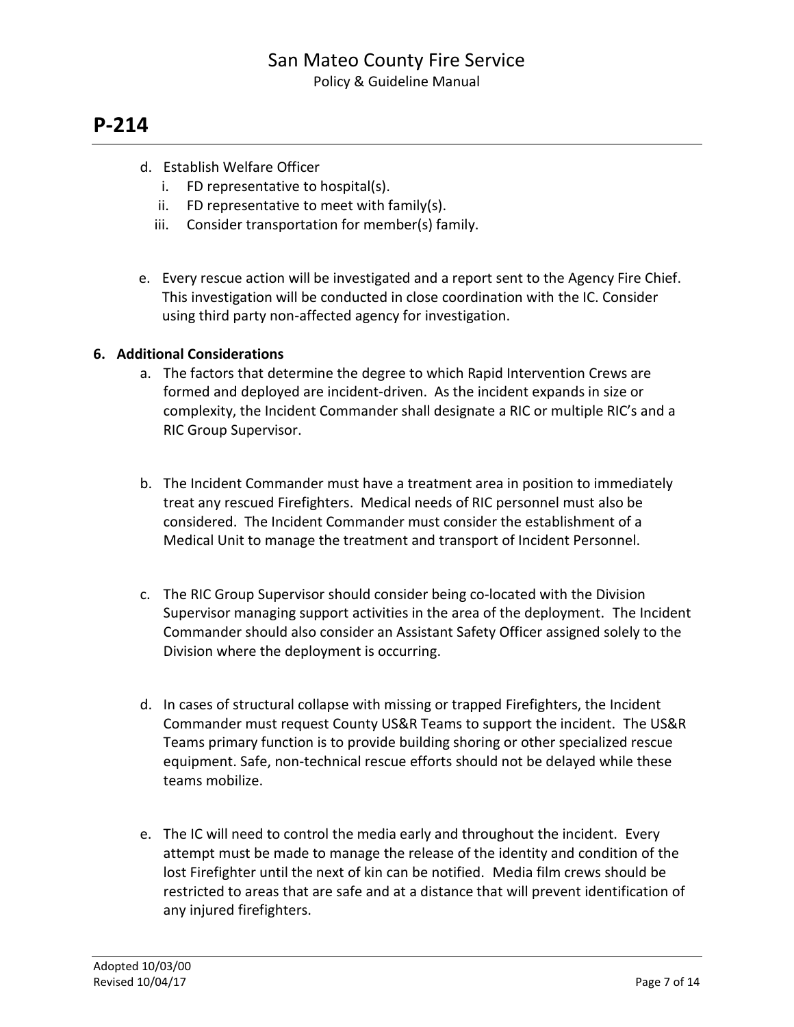d. Establish Welfare Officer
   i. FD representative to hospital(s).
   ii. FD representative to meet with family(s).
   iii. Consider transportation for member(s) family.

e. Every rescue action will be investigated and a report sent to the Agency Fire Chief. This investigation will be conducted in close coordination with the IC. Consider using third party non-affected agency for investigation.

**6. Additional Considerations**

a. The factors that determine the degree to which Rapid Intervention Crews are formed and deployed are incident-driven. As the incident expands in size or complexity, the Incident Commander shall designate a RIC or multiple RIC's and a RIC Group Supervisor.

b. The Incident Commander must have a treatment area in position to immediately treat any rescued Firefighters. Medical needs of RIC personnel must also be considered. The Incident Commander must consider the establishment of a Medical Unit to manage the treatment and transport of Incident Personnel.

c. The RIC Group Supervisor should consider being co-located with the Division Supervisor managing support activities in the area of the deployment. The Incident Commander should also consider an Assistant Safety Officer assigned solely to the Division where the deployment is occurring.

d. In cases of structural collapse with missing or trapped Firefighters, the Incident Commander must request County US&R Teams to support the incident. The US&R Teams primary function is to provide building shoring or other specialized rescue equipment. Safe, non-technical rescue efforts should not be delayed while these teams mobilize.

e. The IC will need to control the media early and throughout the incident. Every attempt must be made to manage the release of the identity and condition of the lost Firefighter until the next of kin can be notified. Media film crews should be restricted to areas that are safe and at a distance that will prevent identification of any injured firefighters.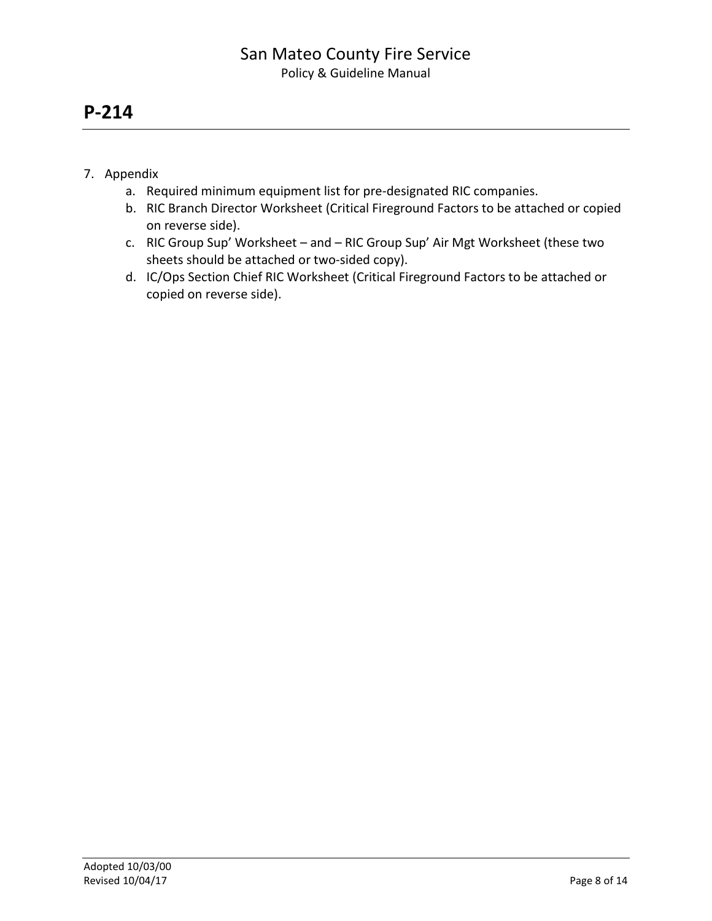# P-214

7. Appendix
   a. Required minimum equipment list for pre-designated RIC companies.
   b. RIC Branch Director Worksheet (Critical Fireground Factors to be attached or copied on reverse side).
   c. RIC Group Sup' Worksheet – and – RIC Group Sup' Air Mgt Worksheet (these two sheets should be attached or two-sided copy).
   d. IC/Ops Section Chief RIC Worksheet (Critical Fireground Factors to be attached or copied on reverse side).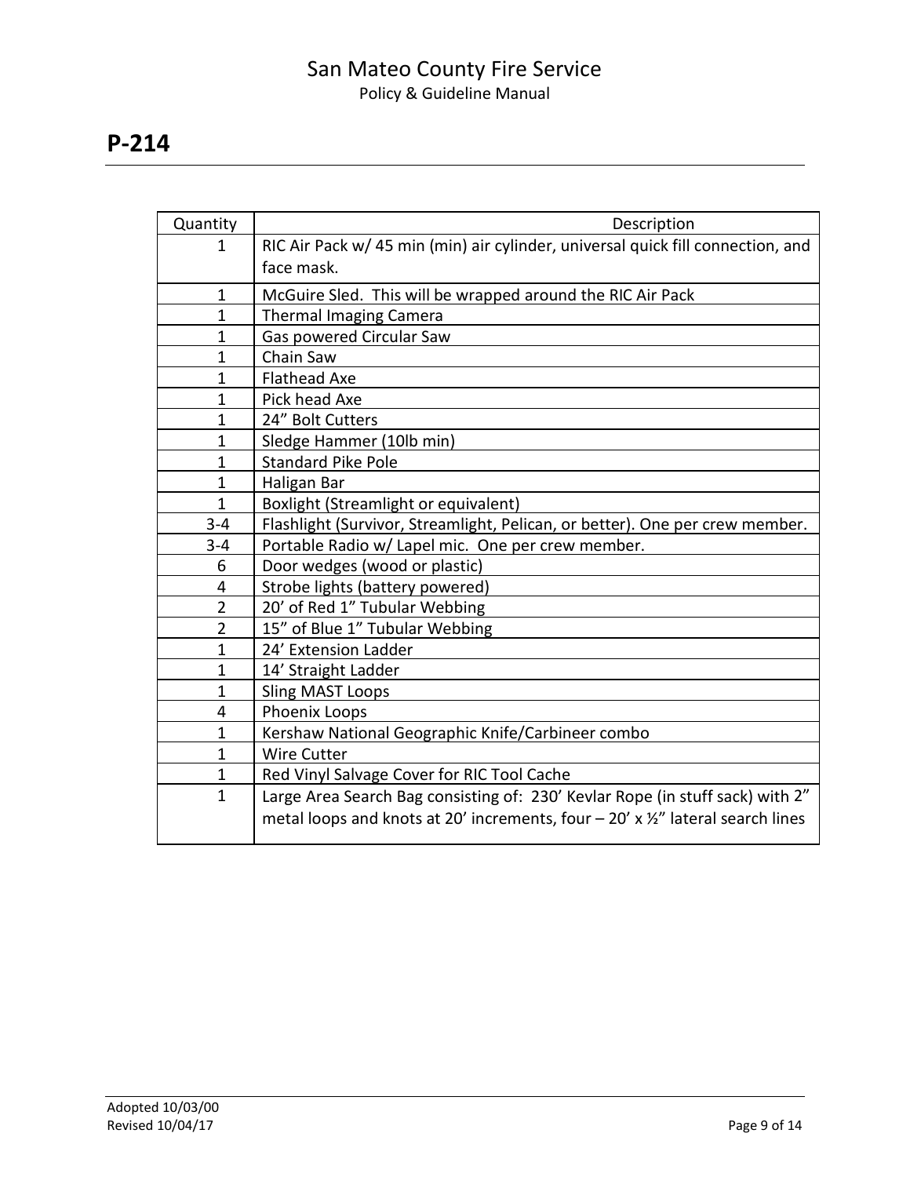# P-214

| Quantity | Description |
|---|---|
| 1 | RIC Air Pack w/ 45 min (min) air cylinder, universal quick fill connection, and face mask. |
| 1 | McGuire Sled.  This will be wrapped around the RIC Air Pack |
| 1 | Thermal Imaging Camera |
| 1 | Gas powered Circular Saw |
| 1 | Chain Saw |
| 1 | Flathead Axe |
| 1 | Pick head Axe |
| 1 | 24" Bolt Cutters |
| 1 | Sledge Hammer (10lb min) |
| 1 | Standard Pike Pole |
| 1 | Haligan Bar |
| 1 | Boxlight (Streamlight or equivalent) |
| 3-4 | Flashlight (Survivor, Streamlight, Pelican, or better). One per crew member. |
| 3-4 | Portable Radio w/ Lapel mic.  One per crew member. |
| 6 | Door wedges (wood or plastic) |
| 4 | Strobe lights (battery powered) |
| 2 | 20' of Red 1" Tubular Webbing |
| 2 | 15" of Blue 1" Tubular Webbing |
| 1 | 24' Extension Ladder |
| 1 | 14' Straight Ladder |
| 1 | Sling MAST Loops |
| 4 | Phoenix Loops |
| 1 | Kershaw National Geographic Knife/Carbineer combo |
| 1 | Wire Cutter |
| 1 | Red Vinyl Salvage Cover for RIC Tool Cache |
| 1 | Large Area Search Bag consisting of:  230' Kevlar Rope (in stuff sack) with 2" metal loops and knots at 20' increments, four – 20' x ½" lateral search lines |

Adopted 10/03/00
Revised 10/04/17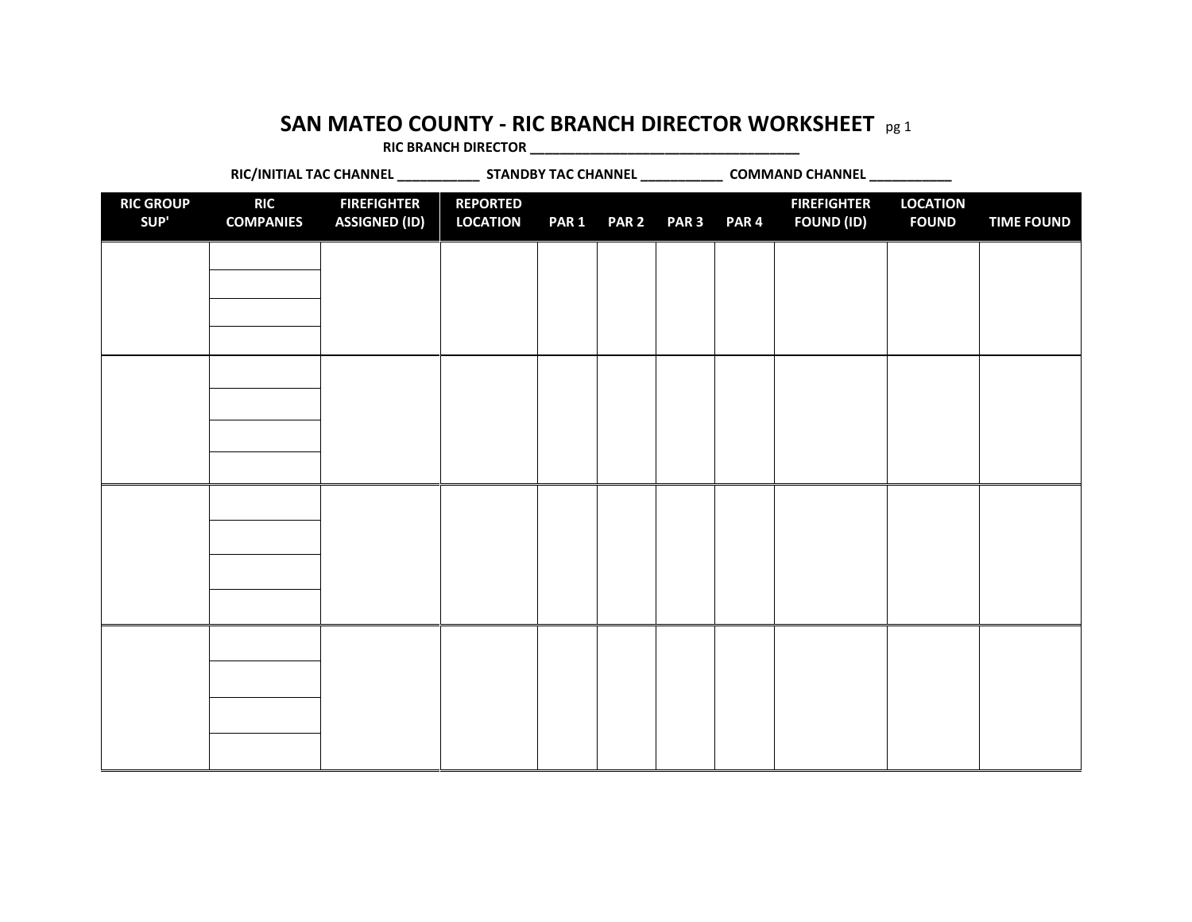# SAN MATEO COUNTY - RIC BRANCH DIRECTOR WORKSHEET pg 1

**RIC BRANCH DIRECTOR** ___________________________________

**RIC/INITIAL TAC CHANNEL** ___________ **STANDBY TAC CHANNEL** ___________ **COMMAND CHANNEL** ___________

| RIC GROUP SUP' | RIC COMPANIES | FIREFIGHTER ASSIGNED (ID) | REPORTED LOCATION | PAR 1 | PAR 2 | PAR 3 | PAR 4 | FIREFIGHTER FOUND (ID) | LOCATION FOUND | TIME FOUND |
|---|---|---|---|---|---|---|---|---|---|---|
| | | | | | | | | | | |
| | | | | | | | | | | |
| | | | | | | | | | | |
| | | | | | | | | | | |
| | | | | | | | | | | |
| | | | | | | | | | | |
| | | | | | | | | | | |
| | | | | | | | | | | |
| | | | | | | | | | | |
| | | | | | | | | | | |
| | | | | | | | | | | |
| | | | | | | | | | | |
| | | | | | | | | | | |
| | | | | | | | | | | |
| | | | | | | | | | | |
| | | | | | | | | | | |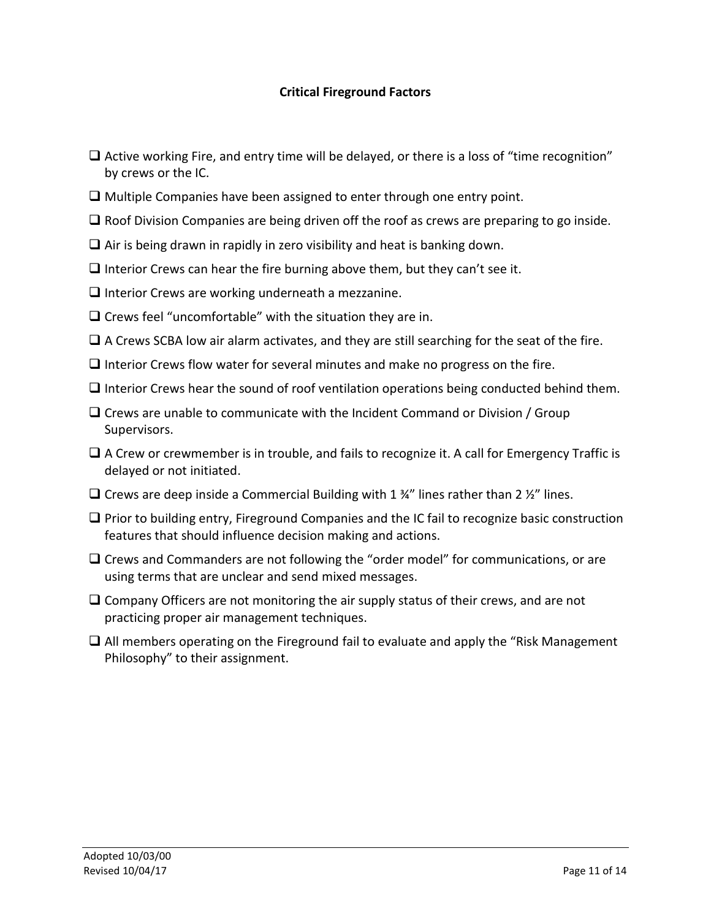**Critical Fireground Factors**

- [ ] Active working Fire, and entry time will be delayed, or there is a loss of "time recognition" by crews or the IC.
- [ ] Multiple Companies have been assigned to enter through one entry point.
- [ ] Roof Division Companies are being driven off the roof as crews are preparing to go inside.
- [ ] Air is being drawn in rapidly in zero visibility and heat is banking down.
- [ ] Interior Crews can hear the fire burning above them, but they can't see it.
- [ ] Interior Crews are working underneath a mezzanine.
- [ ] Crews feel "uncomfortable" with the situation they are in.
- [ ] A Crews SCBA low air alarm activates, and they are still searching for the seat of the fire.
- [ ] Interior Crews flow water for several minutes and make no progress on the fire.
- [ ] Interior Crews hear the sound of roof ventilation operations being conducted behind them.
- [ ] Crews are unable to communicate with the Incident Command or Division / Group Supervisors.
- [ ] A Crew or crewmember is in trouble, and fails to recognize it. A call for Emergency Traffic is delayed or not initiated.
- [ ] Crews are deep inside a Commercial Building with 1 ¾" lines rather than 2 ½" lines.
- [ ] Prior to building entry, Fireground Companies and the IC fail to recognize basic construction features that should influence decision making and actions.
- [ ] Crews and Commanders are not following the "order model" for communications, or are using terms that are unclear and send mixed messages.
- [ ] Company Officers are not monitoring the air supply status of their crews, and are not practicing proper air management techniques.
- [ ] All members operating on the Fireground fail to evaluate and apply the "Risk Management Philosophy" to their assignment.

Adopted 10/03/00
Revised 10/04/17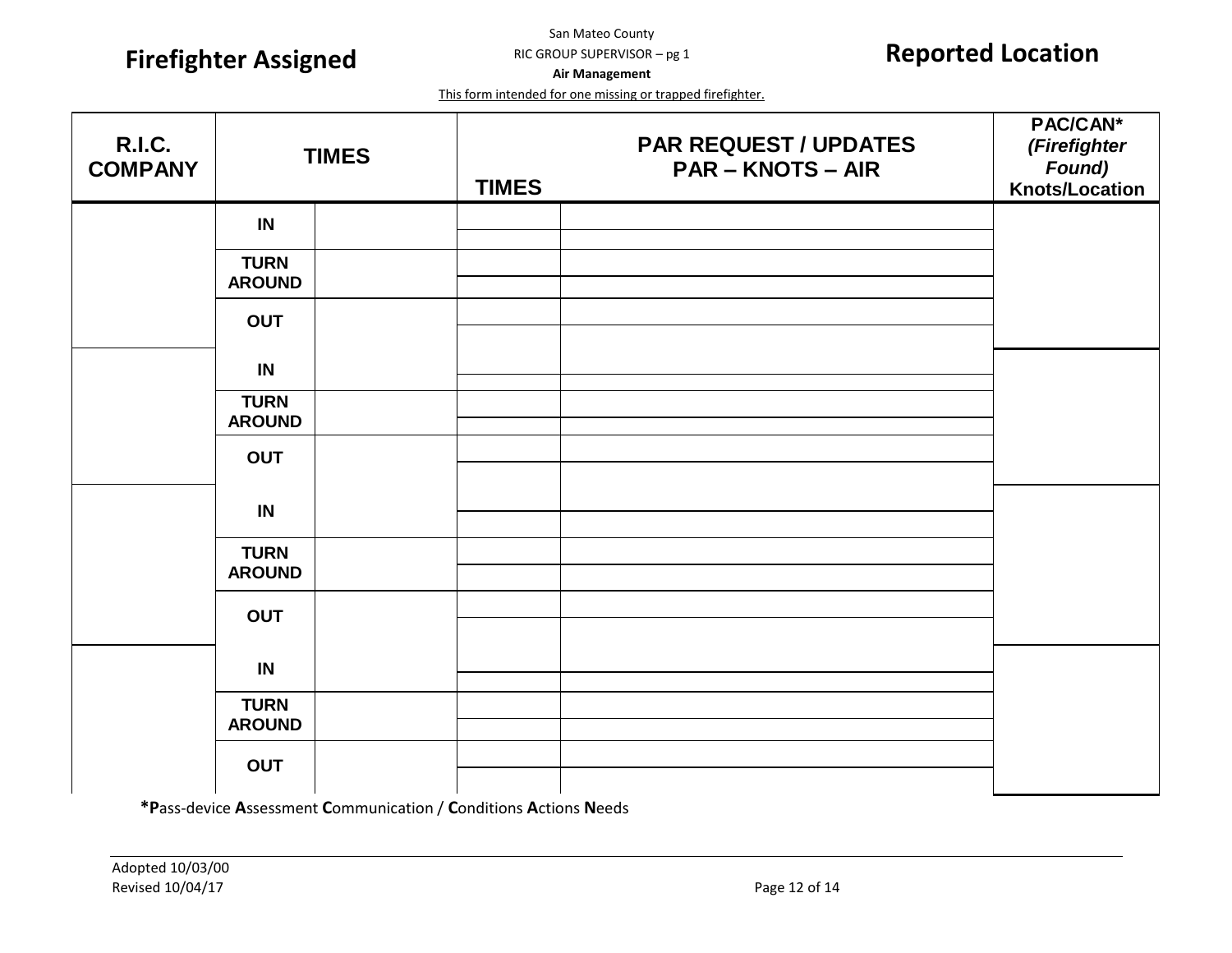**Firefighter Assigned**

San Mateo County

RIC GROUP SUPERVISOR – pg 1

**Air Management**

This form intended for one missing or trapped firefighter.

**Reported Location**

| R.I.C. COMPANY | TIMES | | TIMES | PAR REQUEST / UPDATES PAR – KNOTS – AIR | PAC/CAN* *(Firefighter Found)* Knots/Location |
|---|---|---|---|---|---|
| | IN | | | | |
| | | | | | |
| | TURN AROUND | | | | |
| | | | | | |
| | OUT | | | | |
| | | | | | |
| | IN | | | | |
| | TURN AROUND | | | | |
| | | | | | |
| | OUT | | | | |
| | | | | | |
| | IN | | | | |
| | TURN AROUND | | | | |
| | | | | | |
| | OUT | | | | |
| | | | | | |
| | IN | | | | |
| | TURN AROUND | | | | |
| | | | | | |
| | OUT | | | | |
| | | | | | |

***P**ass-device **A**ssessment **C**ommunication / **C**onditions **A**ctions **N**eeds

Adopted 10/03/00
Revised 10/04/17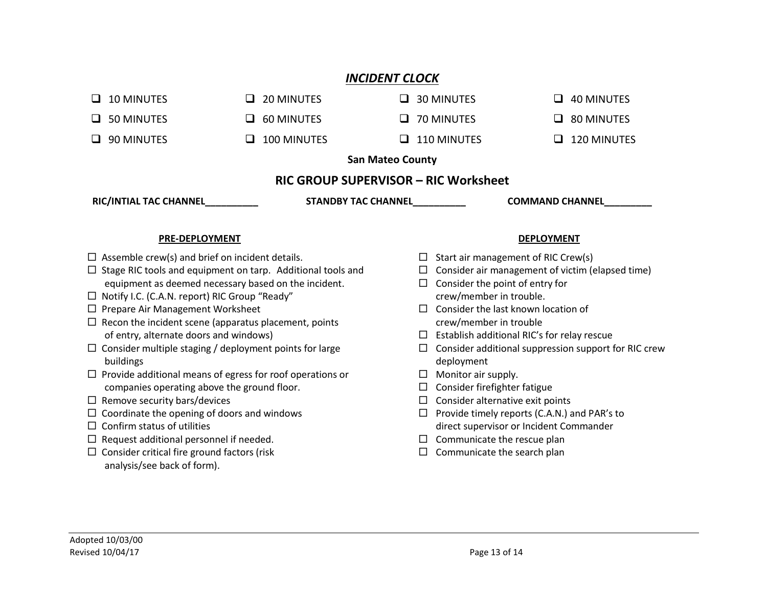## *INCIDENT CLOCK*

- ☐ 10 MINUTES
- ☐ 20 MINUTES
- ☐ 30 MINUTES
- ☐ 40 MINUTES
- ☐ 50 MINUTES
- ☐ 60 MINUTES
- ☐ 70 MINUTES
- ☐ 80 MINUTES
- ☐ 90 MINUTES
- ☐ 100 MINUTES
- ☐ 110 MINUTES
- ☐ 120 MINUTES

**San Mateo County**

## RIC GROUP SUPERVISOR – RIC Worksheet

**RIC/INTIAL TAC CHANNEL__________** **STANDBY TAC CHANNEL__________** **COMMAND CHANNEL_________**

### PRE-DEPLOYMENT

- ☐ Assemble crew(s) and brief on incident details.
- ☐ Stage RIC tools and equipment on tarp. Additional tools and equipment as deemed necessary based on the incident.
- ☐ Notify I.C. (C.A.N. report) RIC Group "Ready"
- ☐ Prepare Air Management Worksheet
- ☐ Recon the incident scene (apparatus placement, points of entry, alternate doors and windows)
- ☐ Consider multiple staging / deployment points for large buildings
- ☐ Provide additional means of egress for roof operations or companies operating above the ground floor.
- ☐ Remove security bars/devices
- ☐ Coordinate the opening of doors and windows
- ☐ Confirm status of utilities
- ☐ Request additional personnel if needed.
- ☐ Consider critical fire ground factors (risk analysis/see back of form).

### DEPLOYMENT

- ☐ Start air management of RIC Crew(s)
- ☐ Consider air management of victim (elapsed time)
- ☐ Consider the point of entry for crew/member in trouble.
- ☐ Consider the last known location of crew/member in trouble
- ☐ Establish additional RIC's for relay rescue
- ☐ Consider additional suppression support for RIC crew deployment
- ☐ Monitor air supply.
- ☐ Consider firefighter fatigue
- ☐ Consider alternative exit points
- ☐ Provide timely reports (C.A.N.) and PAR's to direct supervisor or Incident Commander
- ☐ Communicate the rescue plan
- ☐ Communicate the search plan

Adopted 10/03/00
Revised 10/04/17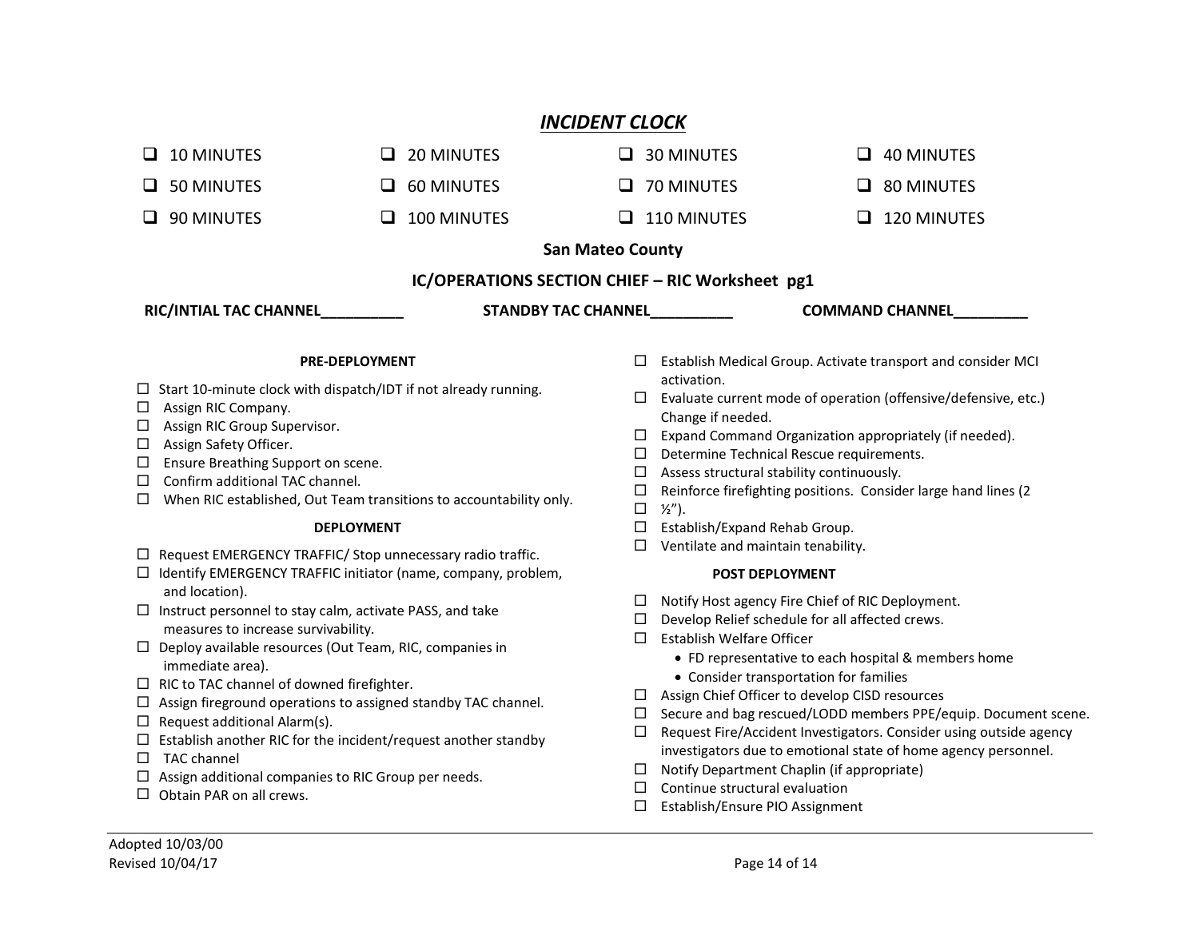## *INCIDENT CLOCK*

- ❑ 10 MINUTES
- ❑ 20 MINUTES
- ❑ 30 MINUTES
- ❑ 40 MINUTES
- ❑ 50 MINUTES
- ❑ 60 MINUTES
- ❑ 70 MINUTES
- ❑ 80 MINUTES
- ❑ 90 MINUTES
- ❑ 100 MINUTES
- ❑ 110 MINUTES
- ❑ 120 MINUTES

**San Mateo County**

**IC/OPERATIONS SECTION CHIEF – RIC Worksheet pg1**

**RIC/INTIAL TAC CHANNEL__________** **STANDBY TAC CHANNEL__________** **COMMAND CHANNEL_________**

**PRE-DEPLOYMENT**

- ☐ Start 10-minute clock with dispatch/IDT if not already running.
- ☐ Assign RIC Company.
- ☐ Assign RIC Group Supervisor.
- ☐ Assign Safety Officer.
- ☐ Ensure Breathing Support on scene.
- ☐ Confirm additional TAC channel.
- ☐ When RIC established, Out Team transitions to accountability only.

**DEPLOYMENT**

- ☐ Request EMERGENCY TRAFFIC/ Stop unnecessary radio traffic.
- ☐ Identify EMERGENCY TRAFFIC initiator (name, company, problem, and location).
- ☐ Instruct personnel to stay calm, activate PASS, and take measures to increase survivability.
- ☐ Deploy available resources (Out Team, RIC, companies in immediate area).
- ☐ RIC to TAC channel of downed firefighter.
- ☐ Assign fireground operations to assigned standby TAC channel.
- ☐ Request additional Alarm(s).
- ☐ Establish another RIC for the incident/request another standby
- ☐ TAC channel
- ☐ Assign additional companies to RIC Group per needs.
- ☐ Obtain PAR on all crews.
- ☐ Establish Medical Group. Activate transport and consider MCI activation.
- ☐ Evaluate current mode of operation (offensive/defensive, etc.) Change if needed.
- ☐ Expand Command Organization appropriately (if needed).
- ☐ Determine Technical Rescue requirements.
- ☐ Assess structural stability continuously.
- ☐ Reinforce firefighting positions. Consider large hand lines (2
- ☐ ½").
- ☐ Establish/Expand Rehab Group.
- ☐ Ventilate and maintain tenability.

**POST DEPLOYMENT**

- ☐ Notify Host agency Fire Chief of RIC Deployment.
- ☐ Develop Relief schedule for all affected crews.
- ☐ Establish Welfare Officer
  - FD representative to each hospital & members home
  - Consider transportation for families
- ☐ Assign Chief Officer to develop CISD resources
- ☐ Secure and bag rescued/LODD members PPE/equip. Document scene.
- ☐ Request Fire/Accident Investigators. Consider using outside agency investigators due to emotional state of home agency personnel.
- ☐ Notify Department Chaplin (if appropriate)
- ☐ Continue structural evaluation
- ☐ Establish/Ensure PIO Assignment

Adopted 10/03/00
Revised 10/04/17